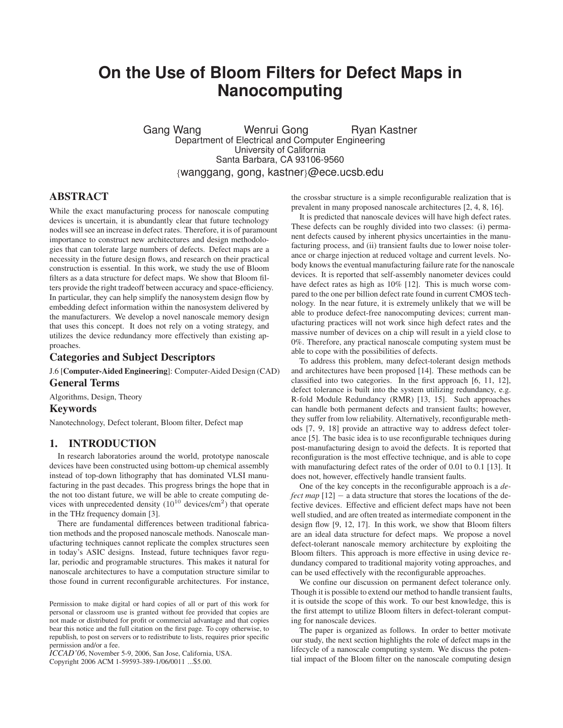# On the Use of Bloom Filters for Defect Maps in Nanocomputing

Gang Wang    Wenrui Gong    Ryan Kastner

Department of Electrical and Computer Engineering
University of California
Santa Barbara, CA 93106-9560

{wanggang, gong, kastner}@ece.ucsb.edu

## ABSTRACT

While the exact manufacturing process for nanoscale computing devices is uncertain, it is abundantly clear that future technology nodes will see an increase in defect rates. Therefore, it is of paramount importance to construct new architectures and design methodologies that can tolerate large numbers of defects. Defect maps are a necessity in the future design flows, and research on their practical construction is essential. In this work, we study the use of Bloom filters as a data structure for defect maps. We show that Bloom filters provide the right tradeoff between accuracy and space-efficiency. In particular, they can help simplify the nanosystem design flow by embedding defect information within the nanosystem delivered by the manufacturers. We develop a novel nanoscale memory design that uses this concept. It does not rely on a voting strategy, and utilizes the device redundancy more effectively than existing approaches.

### Categories and Subject Descriptors

J.6 [**Computer-Aided Engineering**]: Computer-Aided Design (CAD)

### General Terms

Algorithms, Design, Theory

### Keywords

Nanotechnology, Defect tolerant, Bloom filter, Defect map

## 1. INTRODUCTION

In research laboratories around the world, prototype nanoscale devices have been constructed using bottom-up chemical assembly instead of top-down lithography that has dominated VLSI manufacturing in the past decades. This progress brings the hope that in the not too distant future, we will be able to create computing devices with unprecedented density ($10^{10}$ devices/cm$^2$) that operate in the THz frequency domain [3].

There are fundamental differences between traditional fabrication methods and the proposed nanoscale methods. Nanoscale manufacturing techniques cannot replicate the complex structures seen in today's ASIC designs. Instead, future techniques favor regular, periodic and programable structures. This makes it natural for nanoscale architectures to have a computation structure similar to those found in current reconfigurable architectures. For instance, the crossbar structure is a simple reconfigurable realization that is prevalent in many proposed nanoscale architectures [2, 4, 8, 16].

It is predicted that nanoscale devices will have high defect rates. These defects can be roughly divided into two classes: (i) permanent defects caused by inherent physics uncertainties in the manufacturing process, and (ii) transient faults due to lower noise tolerance or charge injection at reduced voltage and current levels. Nobody knows the eventual manufacturing failure rate for the nanoscale devices. It is reported that self-assembly nanometer devices could have defect rates as high as 10% [12]. This is much worse compared to the one per billion defect rate found in current CMOS technology. In the near future, it is extremely unlikely that we will be able to produce defect-free nanocomputing devices; current manufacturing practices will not work since high defect rates and the massive number of devices on a chip will result in a yield close to 0%. Therefore, any practical nanoscale computing system must be able to cope with the possibilities of defects.

To address this problem, many defect-tolerant design methods and architectures have been proposed [14]. These methods can be classified into two categories. In the first approach [6, 11, 12], defect tolerance is built into the system utilizing redundancy, e.g. R-fold Module Redundancy (RMR) [13, 15]. Such approaches can handle both permanent defects and transient faults; however, they suffer from low reliability. Alternatively, reconfigurable methods [7, 9, 18] provide an attractive way to address defect tolerance [5]. The basic idea is to use reconfigurable techniques during post-manufacturing design to avoid the defects. It is reported that reconfiguration is the most effective technique, and is able to cope with manufacturing defect rates of the order of 0.01 to 0.1 [13]. It does not, however, effectively handle transient faults.

One of the key concepts in the reconfigurable approach is a *defect map* [12] − a data structure that stores the locations of the defective devices. Effective and efficient defect maps have not been well studied, and are often treated as intermediate component in the design flow [9, 12, 17]. In this work, we show that Bloom filters are an ideal data structure for defect maps. We propose a novel defect-tolerant nanoscale memory architecture by exploiting the Bloom filters. This approach is more effective in using device redundancy compared to traditional majority voting approaches, and can be used effectively with the reconfigurable approaches.

We confine our discussion on permanent defect tolerance only. Though it is possible to extend our method to handle transient faults, it is outside the scope of this work. To our best knowledge, this is the first attempt to utilize Bloom filters in defect-tolerant computing for nanoscale devices.

The paper is organized as follows. In order to better motivate our study, the next section highlights the role of defect maps in the lifecycle of a nanoscale computing system. We discuss the potential impact of the Bloom filter on the nanoscale computing design

Permission to make digital or hard copies of all or part of this work for personal or classroom use is granted without fee provided that copies are not made or distributed for profit or commercial advantage and that copies bear this notice and the full citation on the first page. To copy otherwise, to republish, to post on servers or to redistribute to lists, requires prior specific permission and/or a fee.
*ICCAD'06*, November 5-9, 2006, San Jose, California, USA.
Copyright 2006 ACM 1-59593-389-1/06/0011 ...$5.00.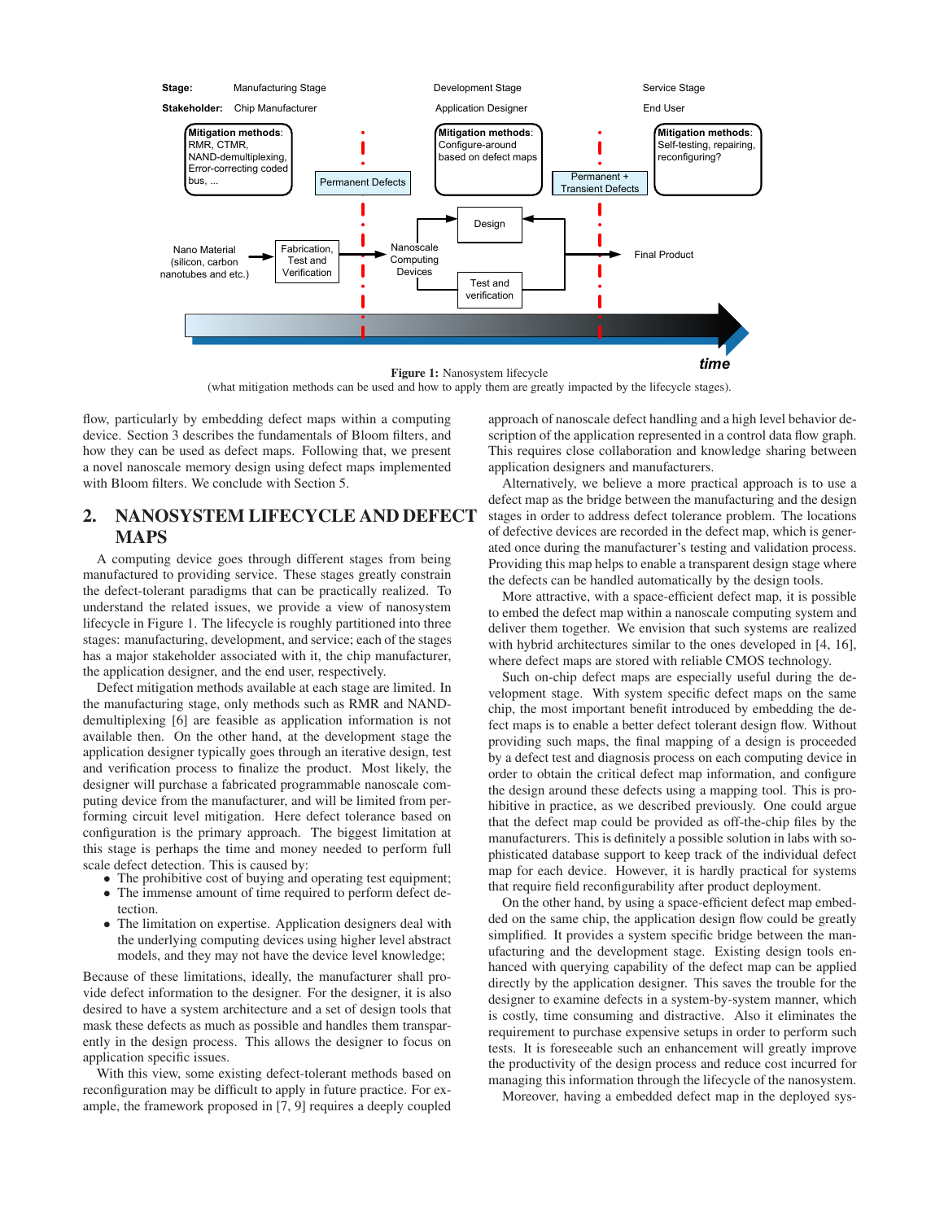Stage: Manufacturing Stage
Development Stage
Service Stage

Stakeholder: Chip Manufacturer
Application Designer
End User

Mitigation methods: RMR, CTMR, NAND-demultiplexing, Error-correcting coded bus, ...

Permanent Defects

Mitigation methods: Configure-around based on defect maps

Permanent + Transient Defects

Mitigation methods: Self-testing, repairing, reconfiguring?

Nano Material (silicon, carbon nanotubes and etc.)

Fabrication, Test and Verification

Nanoscale Computing Devices

Design

Test and verification

Final Product

time

**Figure 1:** Nanosystem lifecycle
(what mitigation methods can be used and how to apply them are greatly impacted by the lifecycle stages).

flow, particularly by embedding defect maps within a computing device. Section 3 describes the fundamentals of Bloom filters, and how they can be used as defect maps. Following that, we present a novel nanoscale memory design using defect maps implemented with Bloom filters. We conclude with Section 5.

## 2. NANOSYSTEM LIFECYCLE AND DEFECT MAPS

A computing device goes through different stages from being manufactured to providing service. These stages greatly constrain the defect-tolerant paradigms that can be practically realized. To understand the related issues, we provide a view of nanosystem lifecycle in Figure 1. The lifecycle is roughly partitioned into three stages: manufacturing, development, and service; each of the stages has a major stakeholder associated with it, the chip manufacturer, the application designer, and the end user, respectively.

Defect mitigation methods available at each stage are limited. In the manufacturing stage, only methods such as RMR and NAND-demultiplexing [6] are feasible as application information is not available then. On the other hand, at the development stage the application designer typically goes through an iterative design, test and verification process to finalize the product. Most likely, the designer will purchase a fabricated programmable nanoscale computing device from the manufacturer, and will be limited from performing circuit level mitigation. Here defect tolerance based on configuration is the primary approach. The biggest limitation at this stage is perhaps the time and money needed to perform full scale defect detection. This is caused by:

- The prohibitive cost of buying and operating test equipment;
- The immense amount of time required to perform defect detection.
- The limitation on expertise. Application designers deal with the underlying computing devices using higher level abstract models, and they may not have the device level knowledge;

Because of these limitations, ideally, the manufacturer shall provide defect information to the designer. For the designer, it is also desired to have a system architecture and a set of design tools that mask these defects as much as possible and handles them transparently in the design process. This allows the designer to focus on application specific issues.

With this view, some existing defect-tolerant methods based on reconfiguration may be difficult to apply in future practice. For example, the framework proposed in [7, 9] requires a deeply coupled approach of nanoscale defect handling and a high level behavior description of the application represented in a control data flow graph. This requires close collaboration and knowledge sharing between application designers and manufacturers.

Alternatively, we believe a more practical approach is to use a defect map as the bridge between the manufacturing and the design stages in order to address defect tolerance problem. The locations of defective devices are recorded in the defect map, which is generated once during the manufacturer's testing and validation process. Providing this map helps to enable a transparent design stage where the defects can be handled automatically by the design tools.

More attractive, with a space-efficient defect map, it is possible to embed the defect map within a nanoscale computing system and deliver them together. We envision that such systems are realized with hybrid architectures similar to the ones developed in [4, 16], where defect maps are stored with reliable CMOS technology.

Such on-chip defect maps are especially useful during the development stage. With system specific defect maps on the same chip, the most important benefit introduced by embedding the defect maps is to enable a better defect tolerant design flow. Without providing such maps, the final mapping of a design is proceeded by a defect test and diagnosis process on each computing device in order to obtain the critical defect map information, and configure the design around these defects using a mapping tool. This is prohibitive in practice, as we described previously. One could argue that the defect map could be provided as off-the-chip files by the manufacturers. This is definitely a possible solution in labs with sophisticated database support to keep track of the individual defect map for each device. However, it is hardly practical for systems that require field reconfigurability after product deployment.

On the other hand, by using a space-efficient defect map embedded on the same chip, the application design flow could be greatly simplified. It provides a system specific bridge between the manufacturing and the development stage. Existing design tools enhanced with querying capability of the defect map can be applied directly by the application designer. This saves the trouble for the designer to examine defects in a system-by-system manner, which is costly, time consuming and distractive. Also it eliminates the requirement to purchase expensive setups in order to perform such tests. It is foreseeable such an enhancement will greatly improve the productivity of the design process and reduce cost incurred for managing this information through the lifecycle of the nanosystem.

Moreover, having a embedded defect map in the deployed sys-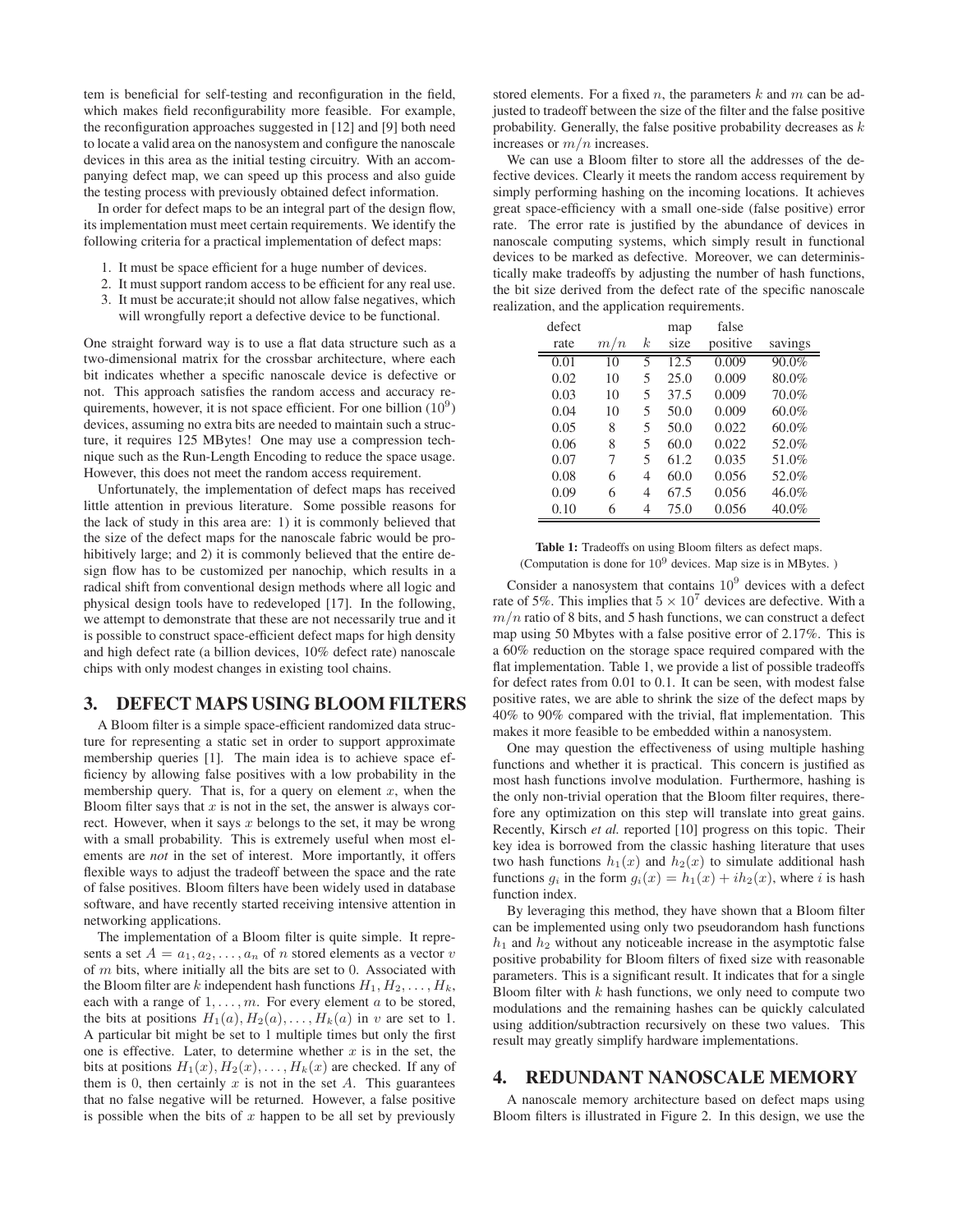tem is beneficial for self-testing and reconfiguration in the field, which makes field reconfigurability more feasible. For example, the reconfiguration approaches suggested in [12] and [9] both need to locate a valid area on the nanosystem and configure the nanoscale devices in this area as the initial testing circuitry. With an accompanying defect map, we can speed up this process and also guide the testing process with previously obtained defect information.

In order for defect maps to be an integral part of the design flow, its implementation must meet certain requirements. We identify the following criteria for a practical implementation of defect maps:

1. It must be space efficient for a huge number of devices.
2. It must support random access to be efficient for any real use.
3. It must be accurate;it should not allow false negatives, which will wrongfully report a defective device to be functional.

One straight forward way is to use a flat data structure such as a two-dimensional matrix for the crossbar architecture, where each bit indicates whether a specific nanoscale device is defective or not. This approach satisfies the random access and accuracy requirements, however, it is not space efficient. For one billion ($10^9$) devices, assuming no extra bits are needed to maintain such a structure, it requires 125 MBytes! One may use a compression technique such as the Run-Length Encoding to reduce the space usage. However, this does not meet the random access requirement.

Unfortunately, the implementation of defect maps has received little attention in previous literature. Some possible reasons for the lack of study in this area are: 1) it is commonly believed that the size of the defect maps for the nanoscale fabric would be prohibitively large; and 2) it is commonly believed that the entire design flow has to be customized per nanochip, which results in a radical shift from conventional design methods where all logic and physical design tools have to redeveloped [17]. In the following, we attempt to demonstrate that these are not necessarily true and it is possible to construct space-efficient defect maps for high density and high defect rate (a billion devices, 10% defect rate) nanoscale chips with only modest changes in existing tool chains.

## 3. DEFECT MAPS USING BLOOM FILTERS

A Bloom filter is a simple space-efficient randomized data structure for representing a static set in order to support approximate membership queries [1]. The main idea is to achieve space efficiency by allowing false positives with a low probability in the membership query. That is, for a query on element $x$, when the Bloom filter says that $x$ is not in the set, the answer is always correct. However, when it says $x$ belongs to the set, it may be wrong with a small probability. This is extremely useful when most elements are *not* in the set of interest. More importantly, it offers flexible ways to adjust the tradeoff between the space and the rate of false positives. Bloom filters have been widely used in database software, and have recently started receiving intensive attention in networking applications.

The implementation of a Bloom filter is quite simple. It represents a set $A = a_1, a_2, \ldots, a_n$ of $n$ stored elements as a vector $v$ of $m$ bits, where initially all the bits are set to 0. Associated with the Bloom filter are $k$ independent hash functions $H_1, H_2, \ldots, H_k$, each with a range of $1, \ldots, m$. For every element $a$ to be stored, the bits at positions $H_1(a), H_2(a), \ldots, H_k(a)$ in $v$ are set to 1. A particular bit might be set to 1 multiple times but only the first one is effective. Later, to determine whether $x$ is in the set, the bits at positions $H_1(x), H_2(x), \ldots, H_k(x)$ are checked. If any of them is 0, then certainly $x$ is not in the set $A$. This guarantees that no false negative will be returned. However, a false positive is possible when the bits of $x$ happen to be all set by previously stored elements. For a fixed $n$, the parameters $k$ and $m$ can be adjusted to tradeoff between the size of the filter and the false positive probability. Generally, the false positive probability decreases as $k$ increases or $m/n$ increases.

We can use a Bloom filter to store all the addresses of the defective devices. Clearly it meets the random access requirement by simply performing hashing on the incoming locations. It achieves great space-efficiency with a small one-side (false positive) error rate. The error rate is justified by the abundance of devices in nanoscale computing systems, which simply result in functional devices to be marked as defective. Moreover, we can deterministically make tradeoffs by adjusting the number of hash functions, the bit size derived from the defect rate of the specific nanoscale realization, and the application requirements.

| defect rate | $m/n$ | $k$ | map size | false positive | savings |
|---|---|---|---|---|---|
| 0.01 | 10 | 5 | 12.5 | 0.009 | 90.0% |
| 0.02 | 10 | 5 | 25.0 | 0.009 | 80.0% |
| 0.03 | 10 | 5 | 37.5 | 0.009 | 70.0% |
| 0.04 | 10 | 5 | 50.0 | 0.009 | 60.0% |
| 0.05 | 8 | 5 | 50.0 | 0.022 | 60.0% |
| 0.06 | 8 | 5 | 60.0 | 0.022 | 52.0% |
| 0.07 | 7 | 5 | 61.2 | 0.035 | 51.0% |
| 0.08 | 6 | 4 | 60.0 | 0.056 | 52.0% |
| 0.09 | 6 | 4 | 67.5 | 0.056 | 46.0% |
| 0.10 | 6 | 4 | 75.0 | 0.056 | 40.0% |

**Table 1:** Tradeoffs on using Bloom filters as defect maps. (Computation is done for $10^9$ devices. Map size is in MBytes. )

Consider a nanosystem that contains $10^9$ devices with a defect rate of 5%. This implies that $5 \times 10^7$ devices are defective. With a $m/n$ ratio of 8 bits, and 5 hash functions, we can construct a defect map using 50 Mbytes with a false positive error of 2.17%. This is a 60% reduction on the storage space required compared with the flat implementation. Table 1, we provide a list of possible tradeoffs for defect rates from 0.01 to 0.1. It can be seen, with modest false positive rates, we are able to shrink the size of the defect maps by 40% to 90% compared with the trivial, flat implementation. This makes it more feasible to be embedded within a nanosystem.

One may question the effectiveness of using multiple hashing functions and whether it is practical. This concern is justified as most hash functions involve modulation. Furthermore, hashing is the only non-trivial operation that the Bloom filter requires, therefore any optimization on this step will translate into great gains. Recently, Kirsch *et al.* reported [10] progress on this topic. Their key idea is borrowed from the classic hashing literature that uses two hash functions $h_1(x)$ and $h_2(x)$ to simulate additional hash functions $g_i$ in the form $g_i(x) = h_1(x) + ih_2(x)$, where $i$ is hash function index.

By leveraging this method, they have shown that a Bloom filter can be implemented using only two pseudorandom hash functions $h_1$ and $h_2$ without any noticeable increase in the asymptotic false positive probability for Bloom filters of fixed size with reasonable parameters. This is a significant result. It indicates that for a single Bloom filter with $k$ hash functions, we only need to compute two modulations and the remaining hashes can be quickly calculated using addition/subtraction recursively on these two values. This result may greatly simplify hardware implementations.

## 4. REDUNDANT NANOSCALE MEMORY

A nanoscale memory architecture based on defect maps using Bloom filters is illustrated in Figure 2. In this design, we use the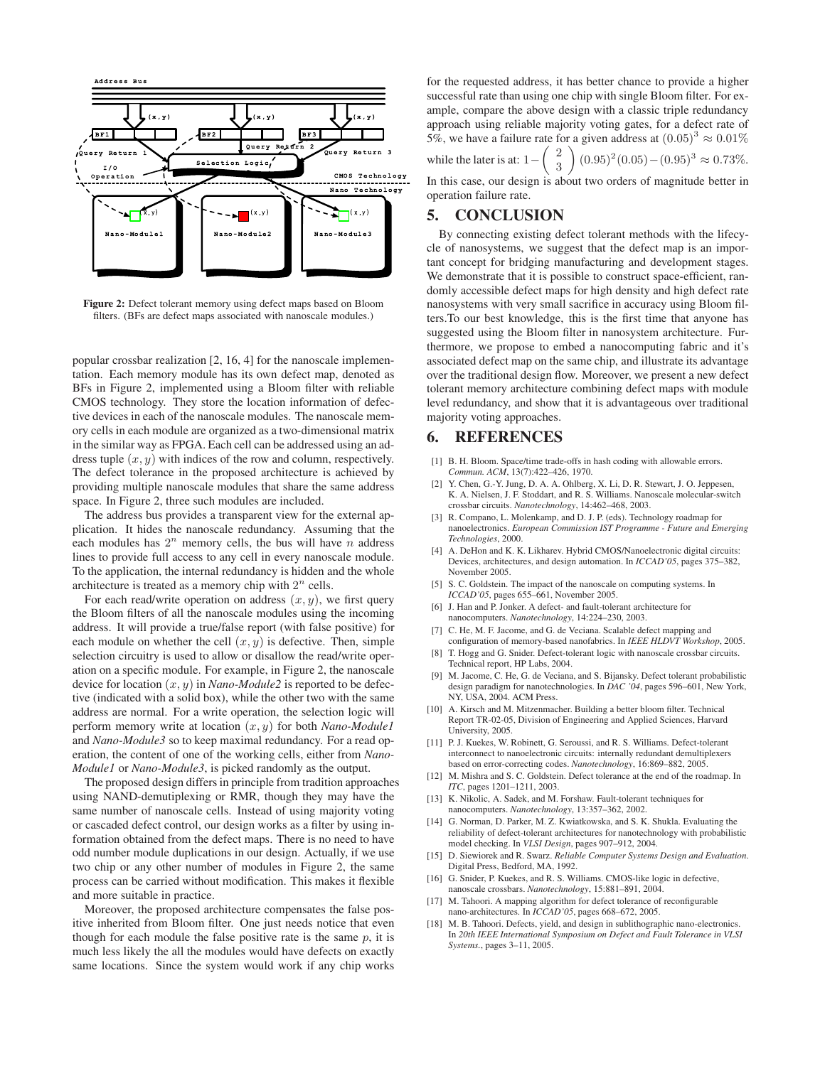Address Bus

(x,y)

(x,y)

(x,y)

BF1

BF2

BF3

Query Return 1

Query Return 2

Query Return 3

I/O
Operation

Selection Logic

CMOS Technology

Nano Technology

(x,y)

(x,y)

(x,y)

Nano-Module1

Nano-Module2

Nano-Module3

**Figure 2:** Defect tolerant memory using defect maps based on Bloom filters. (BFs are defect maps associated with nanoscale modules.)

popular crossbar realization [2, 16, 4] for the nanoscale implementation. Each memory module has its own defect map, denoted as BFs in Figure 2, implemented using a Bloom filter with reliable CMOS technology. They store the location information of defective devices in each of the nanoscale modules. The nanoscale memory cells in each module are organized as a two-dimensional matrix in the similar way as FPGA. Each cell can be addressed using an address tuple $(x, y)$ with indices of the row and column, respectively. The defect tolerance in the proposed architecture is achieved by providing multiple nanoscale modules that share the same address space. In Figure 2, three such modules are included.

The address bus provides a transparent view for the external application. It hides the nanoscale redundancy. Assuming that the each modules has $2^n$ memory cells, the bus will have $n$ address lines to provide full access to any cell in every nanoscale module. To the application, the internal redundancy is hidden and the whole architecture is treated as a memory chip with $2^n$ cells.

For each read/write operation on address $(x, y)$, we first query the Bloom filters of all the nanoscale modules using the incoming address. It will provide a true/false report (with false positive) for each module on whether the cell $(x, y)$ is defective. Then, simple selection circuitry is used to allow or disallow the read/write operation on a specific module. For example, in Figure 2, the nanoscale device for location $(x, y)$ in *Nano-Module2* is reported to be defective (indicated with a solid box), while the other two with the same address are normal. For a write operation, the selection logic will perform memory write at location $(x, y)$ for both *Nano-Module1* and *Nano-Module3* so to keep maximal redundancy. For a read operation, the content of one of the working cells, either from *Nano-Module1* or *Nano-Module3*, is picked randomly as the output.

The proposed design differs in principle from tradition approaches using NAND-demultiplexing or RMR, though they may have the same number of nanoscale cells. Instead of using majority voting or cascaded defect control, our design works as a filter by using information obtained from the defect maps. There is no need to have odd number module duplications in our design. Actually, if we use two chip or any other number of modules in Figure 2, the same process can be carried without modification. This makes it flexible and more suitable in practice.

Moreover, the proposed architecture compensates the false positive inherited from Bloom filter. One just needs notice that even though for each module the false positive rate is the same $p$, it is much less likely the all the modules would have defects on exactly same locations. Since the system would work if any chip works for the requested address, it has better chance to provide a higher successful rate than using one chip with single Bloom filter. For example, compare the above design with a classic triple redundancy approach using reliable majority voting gates, for a defect rate of 5%, we have a failure rate for a given address at $(0.05)^3 \approx 0.01\%$ while the later is at: $1 - \begin{pmatrix} 2 \\ 3 \end{pmatrix} (0.95)^2(0.05) - (0.95)^3 \approx 0.73\%$. In this case, our design is about two orders of magnitude better in operation failure rate.

# 5. CONCLUSION

By connecting existing defect tolerant methods with the lifecycle of nanosystems, we suggest that the defect map is an important concept for bridging manufacturing and development stages. We demonstrate that it is possible to construct space-efficient, randomly accessible defect maps for high density and high defect rate nanosystems with very small sacrifice in accuracy using Bloom filters.To our best knowledge, this is the first time that anyone has suggested using the Bloom filter in nanosystem architecture. Furthermore, we propose to embed a nanocomputing fabric and it's associated defect map on the same chip, and illustrate its advantage over the traditional design flow. Moreover, we present a new defect tolerant memory architecture combining defect maps with module level redundancy, and show that it is advantageous over traditional majority voting approaches.

# 6. REFERENCES

[1] B. H. Bloom. Space/time trade-offs in hash coding with allowable errors. *Commun. ACM*, 13(7):422–426, 1970.

[2] Y. Chen, G.-Y. Jung, D. A. A. Ohlberg, X. Li, D. R. Stewart, J. O. Jeppesen, K. A. Nielsen, J. F. Stoddart, and R. S. Williams. Nanoscale molecular-switch crossbar circuits. *Nanotechnology*, 14:462–468, 2003.

[3] R. Compano, L. Molenkamp, and D. J. P. (eds). Technology roadmap for nanoelectronics. *European Commission IST Programme - Future and Emerging Technologies*, 2000.

[4] A. DeHon and K. K. Likharev. Hybrid CMOS/Nanoelectronic digital circuits: Devices, architectures, and design automation. In *ICCAD'05*, pages 375–382, November 2005.

[5] S. C. Goldstein. The impact of the nanoscale on computing systems. In *ICCAD'05*, pages 655–661, November 2005.

[6] J. Han and P. Jonker. A defect- and fault-tolerant architecture for nanocomputers. *Nanotechnology*, 14:224–230, 2003.

[7] C. He, M. F. Jacome, and G. de Veciana. Scalable defect mapping and configuration of memory-based nanofabrics. In *IEEE HLDVT Workshop*, 2005.

[8] T. Hogg and G. Snider. Defect-tolerant logic with nanoscale crossbar circuits. Technical report, HP Labs, 2004.

[9] M. Jacome, C. He, G. de Veciana, and S. Bijansky. Defect tolerant probabilistic design paradigm for nanotechnologies. In *DAC '04*, pages 596–601, New York, NY, USA, 2004. ACM Press.

[10] A. Kirsch and M. Mitzenmacher. Building a better bloom filter. Technical Report TR-02-05, Division of Engineering and Applied Sciences, Harvard University, 2005.

[11] P. J. Kuekes, W. Robinett, G. Seroussi, and R. S. Williams. Defect-tolerant interconnect to nanoelectronic circuits: internally redundant demultiplexers based on error-correcting codes. *Nanotechnology*, 16:869–882, 2005.

[12] M. Mishra and S. C. Goldstein. Defect tolerance at the end of the roadmap. In *ITC*, pages 1201–1211, 2003.

[13] K. Nikolic, A. Sadek, and M. Forshaw. Fault-tolerant techniques for nanocomputers. *Nanotechnology*, 13:357–362, 2002.

[14] G. Norman, D. Parker, M. Z. Kwiatkowska, and S. K. Shukla. Evaluating the reliability of defect-tolerant architectures for nanotechnology with probabilistic model checking. In *VLSI Design*, pages 907–912, 2004.

[15] D. Siewiorek and R. Swarz. *Reliable Computer Systems Design and Evaluation*. Digital Press, Bedford, MA, 1992.

[16] G. Snider, P. Kuekes, and R. S. Williams. CMOS-like logic in defective, nanoscale crossbars. *Nanotechnology*, 15:881–891, 2004.

[17] M. Tahoori. A mapping algorithm for defect tolerance of reconfigurable nano-architectures. In *ICCAD'05*, pages 668–672, 2005.

[18] M. B. Tahoori. Defects, yield, and design in sublithographic nano-electronics. In *20th IEEE International Symposium on Defect and Fault Tolerance in VLSI Systems.*, pages 3–11, 2005.